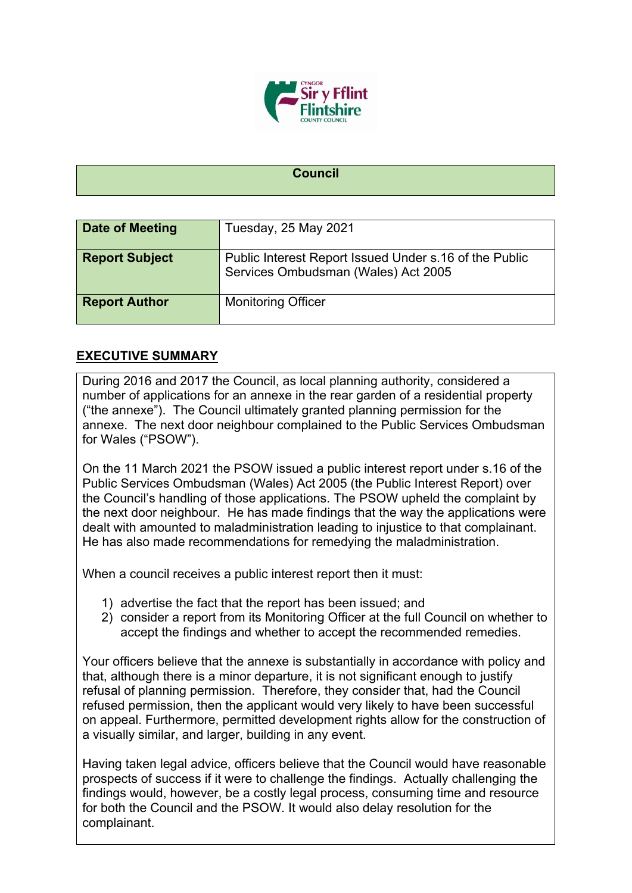# Council

| | |
|---|---|
| **Date of Meeting** | Tuesday, 25 May 2021 |
| **Report Subject** | Public Interest Report Issued Under s.16 of the Public Services Ombudsman (Wales) Act 2005 |
| **Report Author** | Monitoring Officer |

## EXECUTIVE SUMMARY

During 2016 and 2017 the Council, as local planning authority, considered a number of applications for an annexe in the rear garden of a residential property ("the annexe"). The Council ultimately granted planning permission for the annexe. The next door neighbour complained to the Public Services Ombudsman for Wales ("PSOW").

On the 11 March 2021 the PSOW issued a public interest report under s.16 of the Public Services Ombudsman (Wales) Act 2005 (the Public Interest Report) over the Council's handling of those applications. The PSOW upheld the complaint by the next door neighbour. He has made findings that the way the applications were dealt with amounted to maladministration leading to injustice to that complainant. He has also made recommendations for remedying the maladministration.

When a council receives a public interest report then it must:

1) advertise the fact that the report has been issued; and
2) consider a report from its Monitoring Officer at the full Council on whether to accept the findings and whether to accept the recommended remedies.

Your officers believe that the annexe is substantially in accordance with policy and that, although there is a minor departure, it is not significant enough to justify refusal of planning permission. Therefore, they consider that, had the Council refused permission, then the applicant would very likely to have been successful on appeal. Furthermore, permitted development rights allow for the construction of a visually similar, and larger, building in any event.

Having taken legal advice, officers believe that the Council would have reasonable prospects of success if it were to challenge the findings. Actually challenging the findings would, however, be a costly legal process, consuming time and resource for both the Council and the PSOW. It would also delay resolution for the complainant.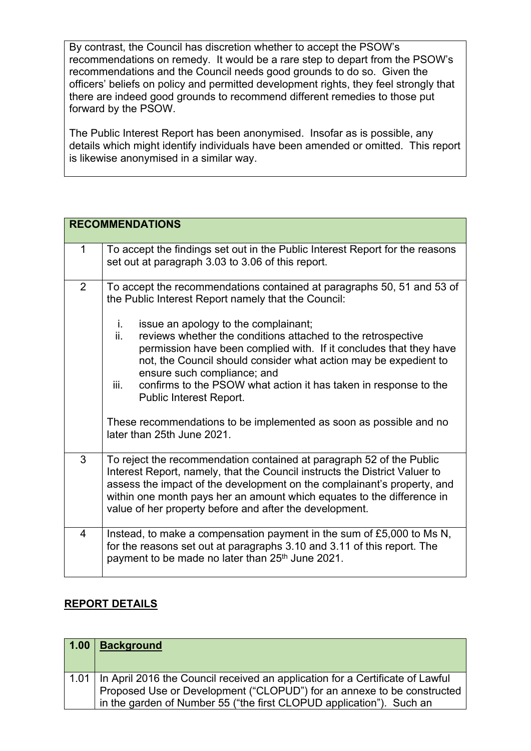By contrast, the Council has discretion whether to accept the PSOW's recommendations on remedy. It would be a rare step to depart from the PSOW's recommendations and the Council needs good grounds to do so. Given the officers' beliefs on policy and permitted development rights, they feel strongly that there are indeed good grounds to recommend different remedies to those put forward by the PSOW.

The Public Interest Report has been anonymised. Insofar as is possible, any details which might identify individuals have been amended or omitted. This report is likewise anonymised in a similar way.

| **RECOMMENDATIONS** | |
|---|---|
| 1 | To accept the findings set out in the Public Interest Report for the reasons set out at paragraph 3.03 to 3.06 of this report. |
| 2 | To accept the recommendations contained at paragraphs 50, 51 and 53 of the Public Interest Report namely that the Council:<br><br>i. issue an apology to the complainant;<br>ii. reviews whether the conditions attached to the retrospective permission have been complied with. If it concludes that they have not, the Council should consider what action may be expedient to ensure such compliance; and<br>iii. confirms to the PSOW what action it has taken in response to the Public Interest Report.<br><br>These recommendations to be implemented as soon as possible and no later than 25th June 2021. |
| 3 | To reject the recommendation contained at paragraph 52 of the Public Interest Report, namely, that the Council instructs the District Valuer to assess the impact of the development on the complainant's property, and within one month pays her an amount which equates to the difference in value of her property before and after the development. |
| 4 | Instead, to make a compensation payment in the sum of £5,000 to Ms N, for the reasons set out at paragraphs 3.10 and 3.11 of this report. The payment to be made no later than 25th June 2021. |

## REPORT DETAILS

| 1.00 | **Background** |
|---|---|
| 1.01 | In April 2016 the Council received an application for a Certificate of Lawful Proposed Use or Development ("CLOPUD") for an annexe to be constructed in the garden of Number 55 ("the first CLOPUD application"). Such an |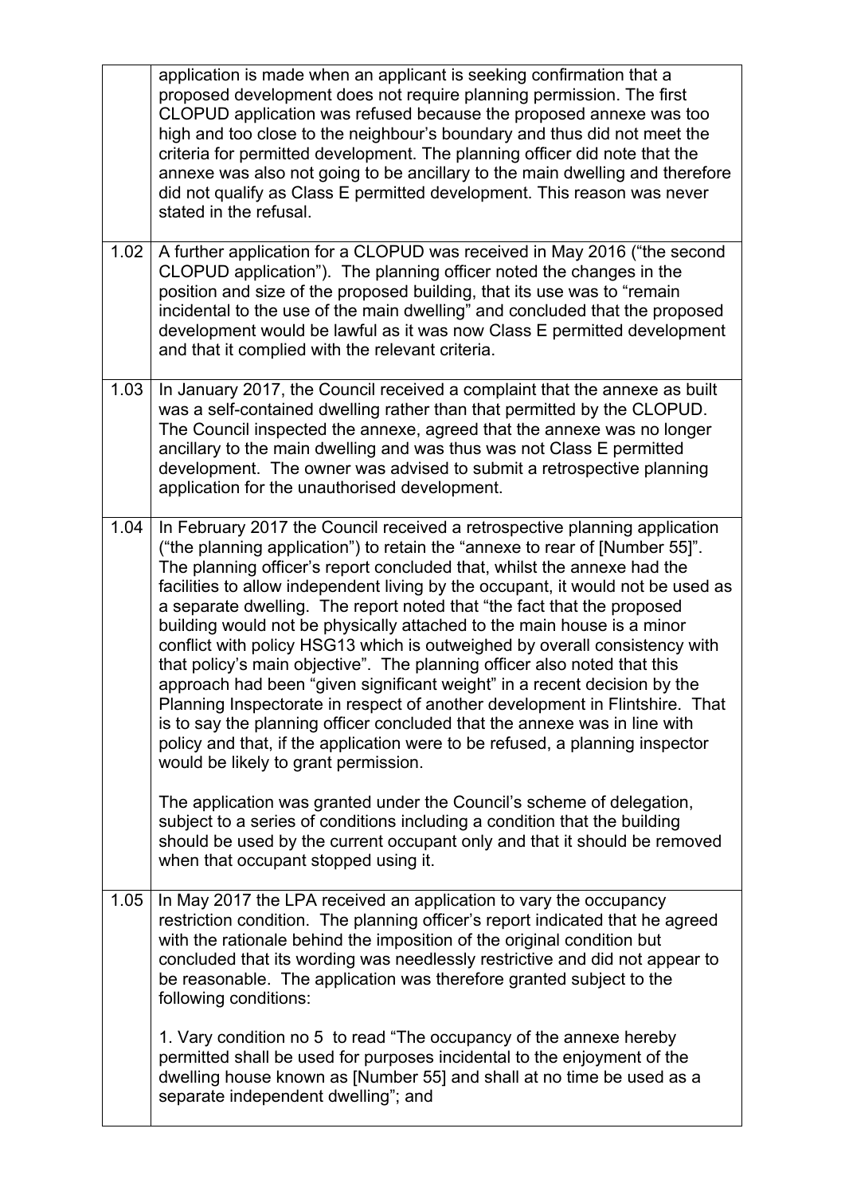|  |  |
| --- | --- |
|  | application is made when an applicant is seeking confirmation that a proposed development does not require planning permission. The first CLOPUD application was refused because the proposed annexe was too high and too close to the neighbour's boundary and thus did not meet the criteria for permitted development. The planning officer did note that the annexe was also not going to be ancillary to the main dwelling and therefore did not qualify as Class E permitted development. This reason was never stated in the refusal. |
| 1.02 | A further application for a CLOPUD was received in May 2016 ("the second CLOPUD application"). The planning officer noted the changes in the position and size of the proposed building, that its use was to "remain incidental to the use of the main dwelling" and concluded that the proposed development would be lawful as it was now Class E permitted development and that it complied with the relevant criteria. |
| 1.03 | In January 2017, the Council received a complaint that the annexe as built was a self-contained dwelling rather than that permitted by the CLOPUD. The Council inspected the annexe, agreed that the annexe was no longer ancillary to the main dwelling and was thus was not Class E permitted development. The owner was advised to submit a retrospective planning application for the unauthorised development. |
| 1.04 | In February 2017 the Council received a retrospective planning application ("the planning application") to retain the "annexe to rear of [Number 55]". The planning officer's report concluded that, whilst the annexe had the facilities to allow independent living by the occupant, it would not be used as a separate dwelling. The report noted that "the fact that the proposed building would not be physically attached to the main house is a minor conflict with policy HSG13 which is outweighed by overall consistency with that policy's main objective". The planning officer also noted that this approach had been "given significant weight" in a recent decision by the Planning Inspectorate in respect of another development in Flintshire. That is to say the planning officer concluded that the annexe was in line with policy and that, if the application were to be refused, a planning inspector would be likely to grant permission.<br><br>The application was granted under the Council's scheme of delegation, subject to a series of conditions including a condition that the building should be used by the current occupant only and that it should be removed when that occupant stopped using it. |
| 1.05 | In May 2017 the LPA received an application to vary the occupancy restriction condition. The planning officer's report indicated that he agreed with the rationale behind the imposition of the original condition but concluded that its wording was needlessly restrictive and did not appear to be reasonable. The application was therefore granted subject to the following conditions:<br><br>1. Vary condition no 5 to read "The occupancy of the annexe hereby permitted shall be used for purposes incidental to the enjoyment of the dwelling house known as [Number 55] and shall at no time be used as a separate independent dwelling"; and |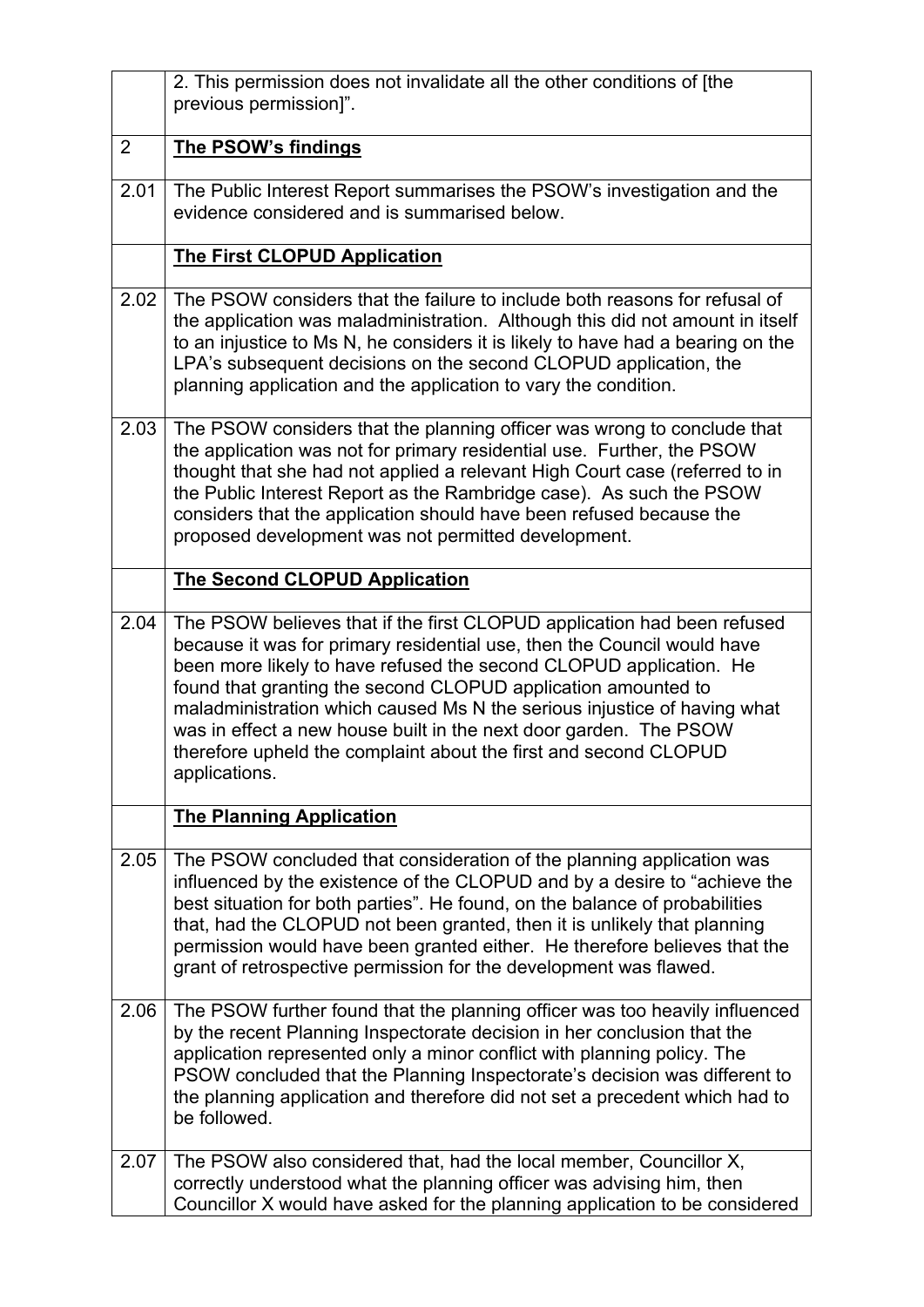| | |
|---|---|
| | 2. This permission does not invalidate all the other conditions of [the previous permission]". |
| 2 | **The PSOW's findings** |
| 2.01 | The Public Interest Report summarises the PSOW's investigation and the evidence considered and is summarised below. |
| | **The First CLOPUD Application** |
| 2.02 | The PSOW considers that the failure to include both reasons for refusal of the application was maladministration. Although this did not amount in itself to an injustice to Ms N, he considers it is likely to have had a bearing on the LPA's subsequent decisions on the second CLOPUD application, the planning application and the application to vary the condition. |
| 2.03 | The PSOW considers that the planning officer was wrong to conclude that the application was not for primary residential use. Further, the PSOW thought that she had not applied a relevant High Court case (referred to in the Public Interest Report as the Rambridge case). As such the PSOW considers that the application should have been refused because the proposed development was not permitted development. |
| | **The Second CLOPUD Application** |
| 2.04 | The PSOW believes that if the first CLOPUD application had been refused because it was for primary residential use, then the Council would have been more likely to have refused the second CLOPUD application. He found that granting the second CLOPUD application amounted to maladministration which caused Ms N the serious injustice of having what was in effect a new house built in the next door garden. The PSOW therefore upheld the complaint about the first and second CLOPUD applications. |
| | **The Planning Application** |
| 2.05 | The PSOW concluded that consideration of the planning application was influenced by the existence of the CLOPUD and by a desire to "achieve the best situation for both parties". He found, on the balance of probabilities that, had the CLOPUD not been granted, then it is unlikely that planning permission would have been granted either. He therefore believes that the grant of retrospective permission for the development was flawed. |
| 2.06 | The PSOW further found that the planning officer was too heavily influenced by the recent Planning Inspectorate decision in her conclusion that the application represented only a minor conflict with planning policy. The PSOW concluded that the Planning Inspectorate's decision was different to the planning application and therefore did not set a precedent which had to be followed. |
| 2.07 | The PSOW also considered that, had the local member, Councillor X, correctly understood what the planning officer was advising him, then Councillor X would have asked for the planning application to be considered |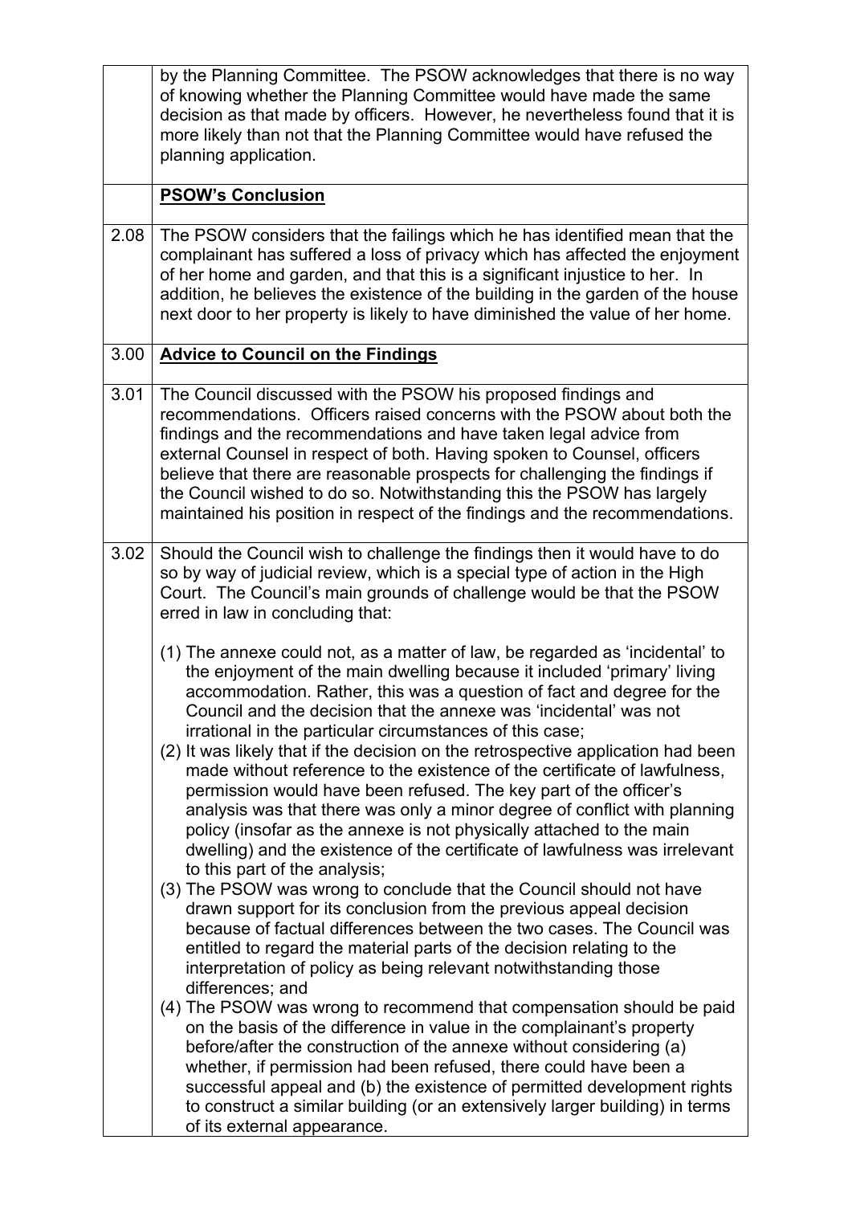| | |
|---|---|
| | by the Planning Committee. The PSOW acknowledges that there is no way of knowing whether the Planning Committee would have made the same decision as that made by officers. However, he nevertheless found that it is more likely than not that the Planning Committee would have refused the planning application. |
| | **PSOW's Conclusion** |
| 2.08 | The PSOW considers that the failings which he has identified mean that the complainant has suffered a loss of privacy which has affected the enjoyment of her home and garden, and that this is a significant injustice to her. In addition, he believes the existence of the building in the garden of the house next door to her property is likely to have diminished the value of her home. |
| 3.00 | **Advice to Council on the Findings** |
| 3.01 | The Council discussed with the PSOW his proposed findings and recommendations. Officers raised concerns with the PSOW about both the findings and the recommendations and have taken legal advice from external Counsel in respect of both. Having spoken to Counsel, officers believe that there are reasonable prospects for challenging the findings if the Council wished to do so. Notwithstanding this the PSOW has largely maintained his position in respect of the findings and the recommendations. |
| 3.02 | Should the Council wish to challenge the findings then it would have to do so by way of judicial review, which is a special type of action in the High Court. The Council's main grounds of challenge would be that the PSOW erred in law in concluding that:<br><br>(1) The annexe could not, as a matter of law, be regarded as 'incidental' to the enjoyment of the main dwelling because it included 'primary' living accommodation. Rather, this was a question of fact and degree for the Council and the decision that the annexe was 'incidental' was not irrational in the particular circumstances of this case;<br>(2) It was likely that if the decision on the retrospective application had been made without reference to the existence of the certificate of lawfulness, permission would have been refused. The key part of the officer's analysis was that there was only a minor degree of conflict with planning policy (insofar as the annexe is not physically attached to the main dwelling) and the existence of the certificate of lawfulness was irrelevant to this part of the analysis;<br>(3) The PSOW was wrong to conclude that the Council should not have drawn support for its conclusion from the previous appeal decision because of factual differences between the two cases. The Council was entitled to regard the material parts of the decision relating to the interpretation of policy as being relevant notwithstanding those differences; and<br>(4) The PSOW was wrong to recommend that compensation should be paid on the basis of the difference in value in the complainant's property before/after the construction of the annexe without considering (a) whether, if permission had been refused, there could have been a successful appeal and (b) the existence of permitted development rights to construct a similar building (or an extensively larger building) in terms of its external appearance. |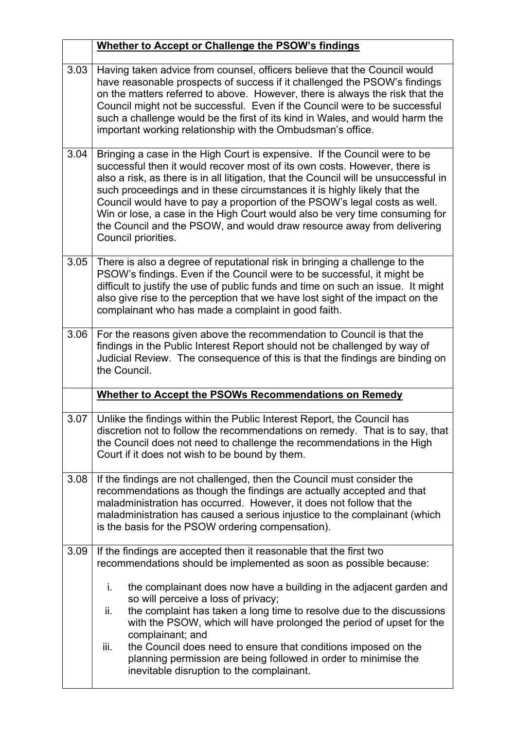| | **Whether to Accept or Challenge the PSOW's findings** |
|---|---|
| 3.03 | Having taken advice from counsel, officers believe that the Council would have reasonable prospects of success if it challenged the PSOW's findings on the matters referred to above. However, there is always the risk that the Council might not be successful. Even if the Council were to be successful such a challenge would be the first of its kind in Wales, and would harm the important working relationship with the Ombudsman's office. |
| 3.04 | Bringing a case in the High Court is expensive. If the Council were to be successful then it would recover most of its own costs. However, there is also a risk, as there is in all litigation, that the Council will be unsuccessful in such proceedings and in these circumstances it is highly likely that the Council would have to pay a proportion of the PSOW's legal costs as well. Win or lose, a case in the High Court would also be very time consuming for the Council and the PSOW, and would draw resource away from delivering Council priorities. |
| 3.05 | There is also a degree of reputational risk in bringing a challenge to the PSOW's findings. Even if the Council were to be successful, it might be difficult to justify the use of public funds and time on such an issue. It might also give rise to the perception that we have lost sight of the impact on the complainant who has made a complaint in good faith. |
| 3.06 | For the reasons given above the recommendation to Council is that the findings in the Public Interest Report should not be challenged by way of Judicial Review. The consequence of this is that the findings are binding on the Council. |
| | **Whether to Accept the PSOWs Recommendations on Remedy** |
| 3.07 | Unlike the findings within the Public Interest Report, the Council has discretion not to follow the recommendations on remedy. That is to say, that the Council does not need to challenge the recommendations in the High Court if it does not wish to be bound by them. |
| 3.08 | If the findings are not challenged, then the Council must consider the recommendations as though the findings are actually accepted and that maladministration has occurred. However, it does not follow that the maladministration has caused a serious injustice to the complainant (which is the basis for the PSOW ordering compensation). |
| 3.09 | If the findings are accepted then it reasonable that the first two recommendations should be implemented as soon as possible because:<br><br>i. the complainant does now have a building in the adjacent garden and so will perceive a loss of privacy;<br>ii. the complaint has taken a long time to resolve due to the discussions with the PSOW, which will have prolonged the period of upset for the complainant; and<br>iii. the Council does need to ensure that conditions imposed on the planning permission are being followed in order to minimise the inevitable disruption to the complainant. |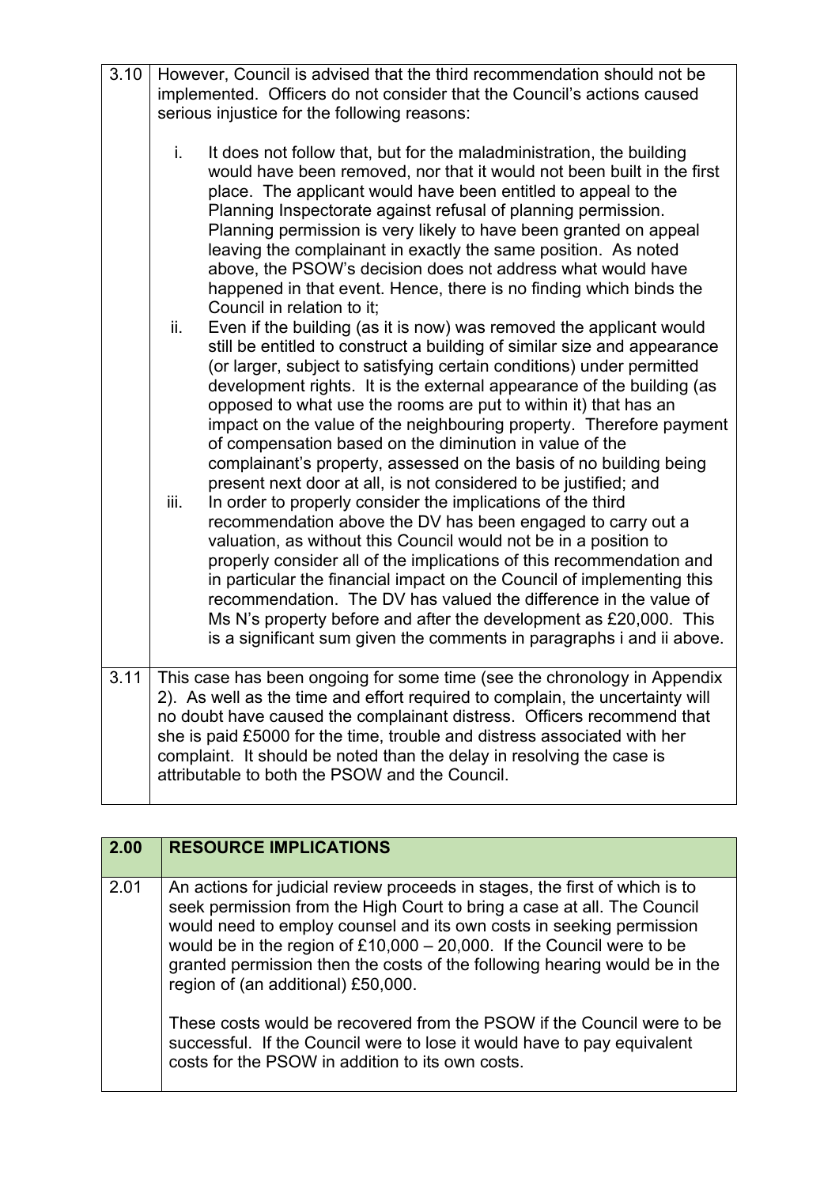| | |
|---|---|
| 3.10 | However, Council is advised that the third recommendation should not be implemented. Officers do not consider that the Council's actions caused serious injustice for the following reasons:<br><br>i. It does not follow that, but for the maladministration, the building would have been removed, nor that it would not been built in the first place. The applicant would have been entitled to appeal to the Planning Inspectorate against refusal of planning permission. Planning permission is very likely to have been granted on appeal leaving the complainant in exactly the same position. As noted above, the PSOW's decision does not address what would have happened in that event. Hence, there is no finding which binds the Council in relation to it;<br>ii. Even if the building (as it is now) was removed the applicant would still be entitled to construct a building of similar size and appearance (or larger, subject to satisfying certain conditions) under permitted development rights. It is the external appearance of the building (as opposed to what use the rooms are put to within it) that has an impact on the value of the neighbouring property. Therefore payment of compensation based on the diminution in value of the complainant's property, assessed on the basis of no building being present next door at all, is not considered to be justified; and<br>iii. In order to properly consider the implications of the third recommendation above the DV has been engaged to carry out a valuation, as without this Council would not be in a position to properly consider all of the implications of this recommendation and in particular the financial impact on the Council of implementing this recommendation. The DV has valued the difference in the value of Ms N's property before and after the development as £20,000. This is a significant sum given the comments in paragraphs i and ii above. |
| 3.11 | This case has been ongoing for some time (see the chronology in Appendix 2). As well as the time and effort required to complain, the uncertainty will no doubt have caused the complainant distress. Officers recommend that she is paid £5000 for the time, trouble and distress associated with her complaint. It should be noted than the delay in resolving the case is attributable to both the PSOW and the Council. |

| 2.00 | RESOURCE IMPLICATIONS |
|---|---|
| 2.01 | An actions for judicial review proceeds in stages, the first of which is to seek permission from the High Court to bring a case at all. The Council would need to employ counsel and its own costs in seeking permission would be in the region of £10,000 – 20,000. If the Council were to be granted permission then the costs of the following hearing would be in the region of (an additional) £50,000.<br><br>These costs would be recovered from the PSOW if the Council were to be successful. If the Council were to lose it would have to pay equivalent costs for the PSOW in addition to its own costs. |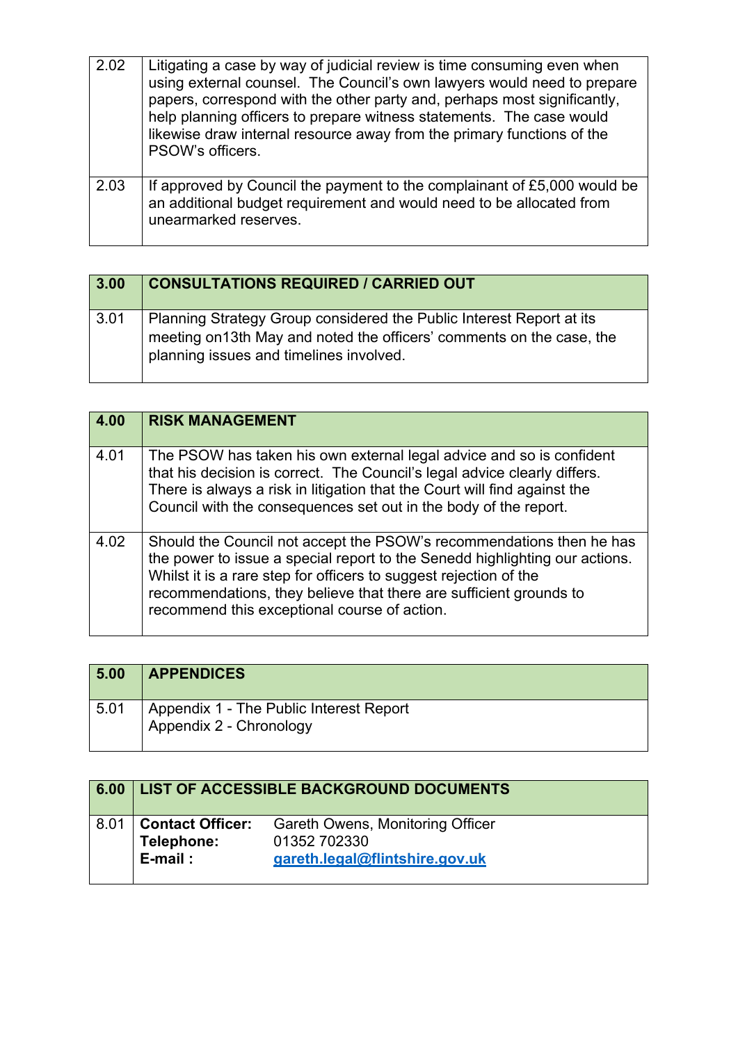| | |
|---|---|
| 2.02 | Litigating a case by way of judicial review is time consuming even when using external counsel. The Council's own lawyers would need to prepare papers, correspond with the other party and, perhaps most significantly, help planning officers to prepare witness statements. The case would likewise draw internal resource away from the primary functions of the PSOW's officers. |
| 2.03 | If approved by Council the payment to the complainant of £5,000 would be an additional budget requirement and would need to be allocated from unearmarked reserves. |

| **3.00** | **CONSULTATIONS REQUIRED / CARRIED OUT** |
|---|---|
| 3.01 | Planning Strategy Group considered the Public Interest Report at its meeting on13th May and noted the officers' comments on the case, the planning issues and timelines involved. |

| **4.00** | **RISK MANAGEMENT** |
|---|---|
| 4.01 | The PSOW has taken his own external legal advice and so is confident that his decision is correct. The Council's legal advice clearly differs. There is always a risk in litigation that the Court will find against the Council with the consequences set out in the body of the report. |
| 4.02 | Should the Council not accept the PSOW's recommendations then he has the power to issue a special report to the Senedd highlighting our actions. Whilst it is a rare step for officers to suggest rejection of the recommendations, they believe that there are sufficient grounds to recommend this exceptional course of action. |

| **5.00** | **APPENDICES** |
|---|---|
| 5.01 | Appendix 1 - The Public Interest Report<br>Appendix 2 - Chronology |

| **6.00** | **LIST OF ACCESSIBLE BACKGROUND DOCUMENTS** | |
|---|---|---|
| 8.01 | **Contact Officer:**<br>**Telephone:**<br>**E-mail :** | Gareth Owens, Monitoring Officer<br>01352 702330<br>gareth.legal@flintshire.gov.uk |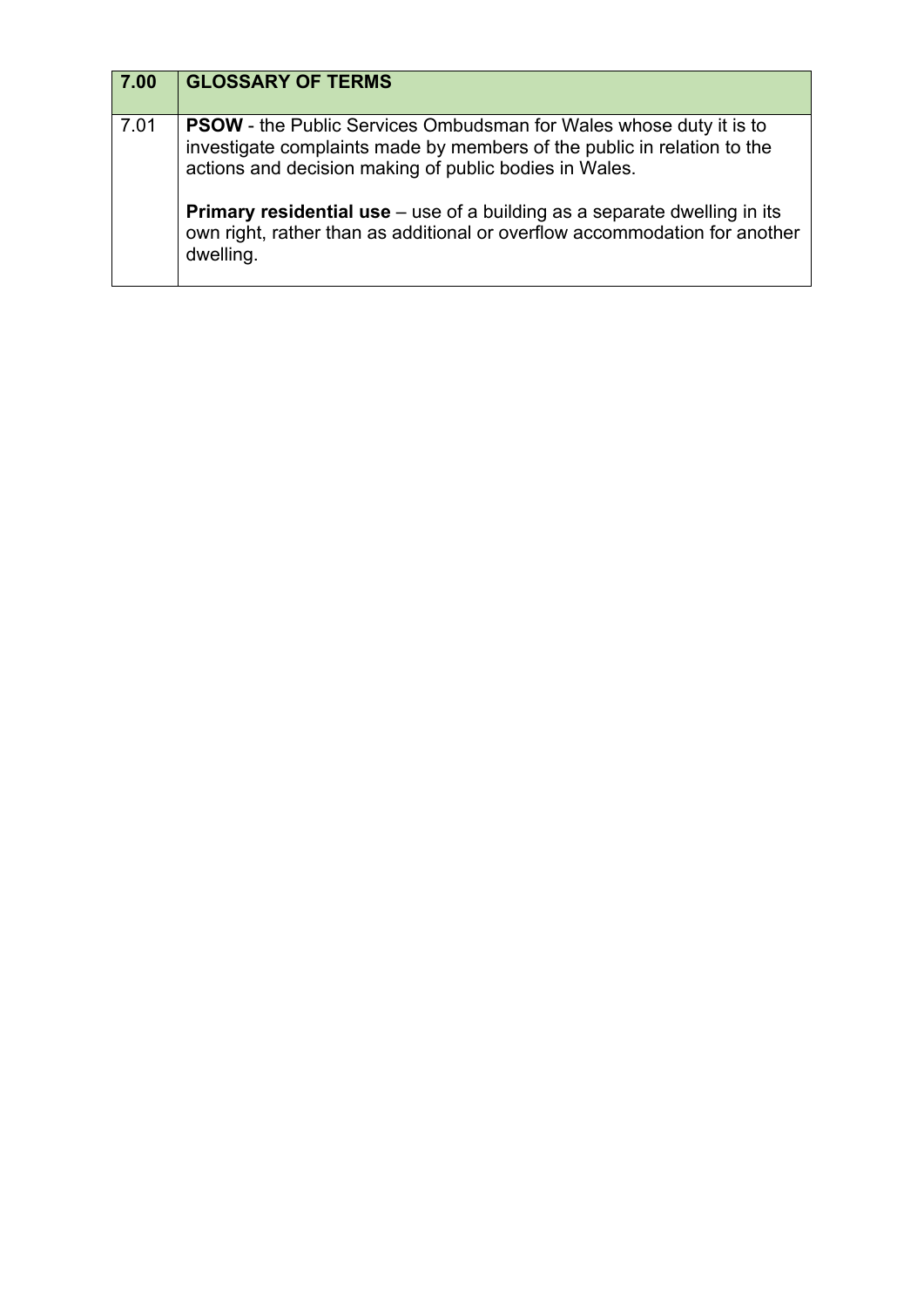| 7.00 | **GLOSSARY OF TERMS** |
|---|---|
| 7.01 | **PSOW** - the Public Services Ombudsman for Wales whose duty it is to investigate complaints made by members of the public in relation to the actions and decision making of public bodies in Wales.<br><br>**Primary residential use** – use of a building as a separate dwelling in its own right, rather than as additional or overflow accommodation for another dwelling. |